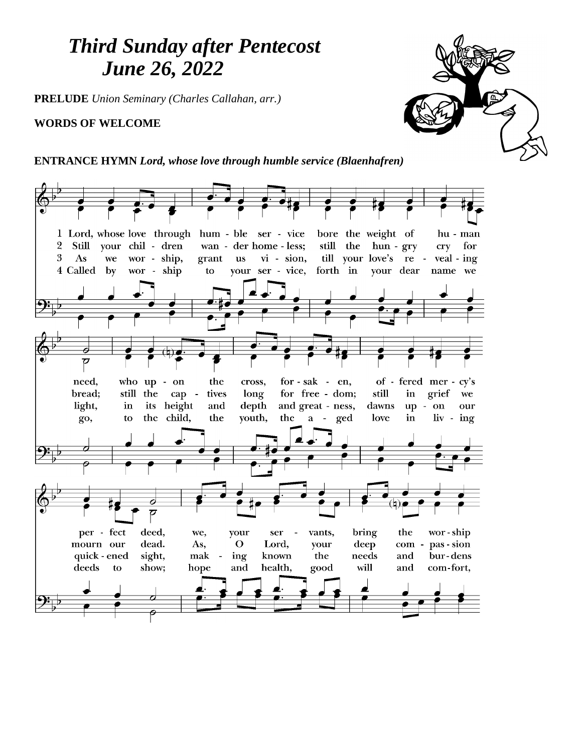# *Third Sunday after Pentecost*
# *June 26, 2022*

**PRELUDE** *Union Seminary (Charles Callahan, arr.)*

**WORDS OF WELCOME**

**ENTRANCE HYMN** ***Lord, whose love through humble service (Blaenhafren)***

1 Lord, whose love through hum - ble ser - vice bore the weight of hu - man need, who up - on the cross, for - sak - en, of - fered mer - cy's per - fect deed, we, your ser - vants, bring the wor - ship

2 Still your chil - dren wan - der home - less; still the hun - gry cry for bread; still the cap - tives long for free - dom; still in grief we mourn our dead. As, O Lord, your deep com - pas - sion

3 As we wor - ship, grant us vi - sion, till your love's re - veal - ing light, in its height and depth and great - ness, dawns up - on our quick - ened sight, mak - ing known the needs and bur - dens

4 Called by wor - ship to your ser - vice, forth in your dear name we go, to the child, the youth, the a - ged love in liv - ing deeds to show; hope and health, good will and com - fort,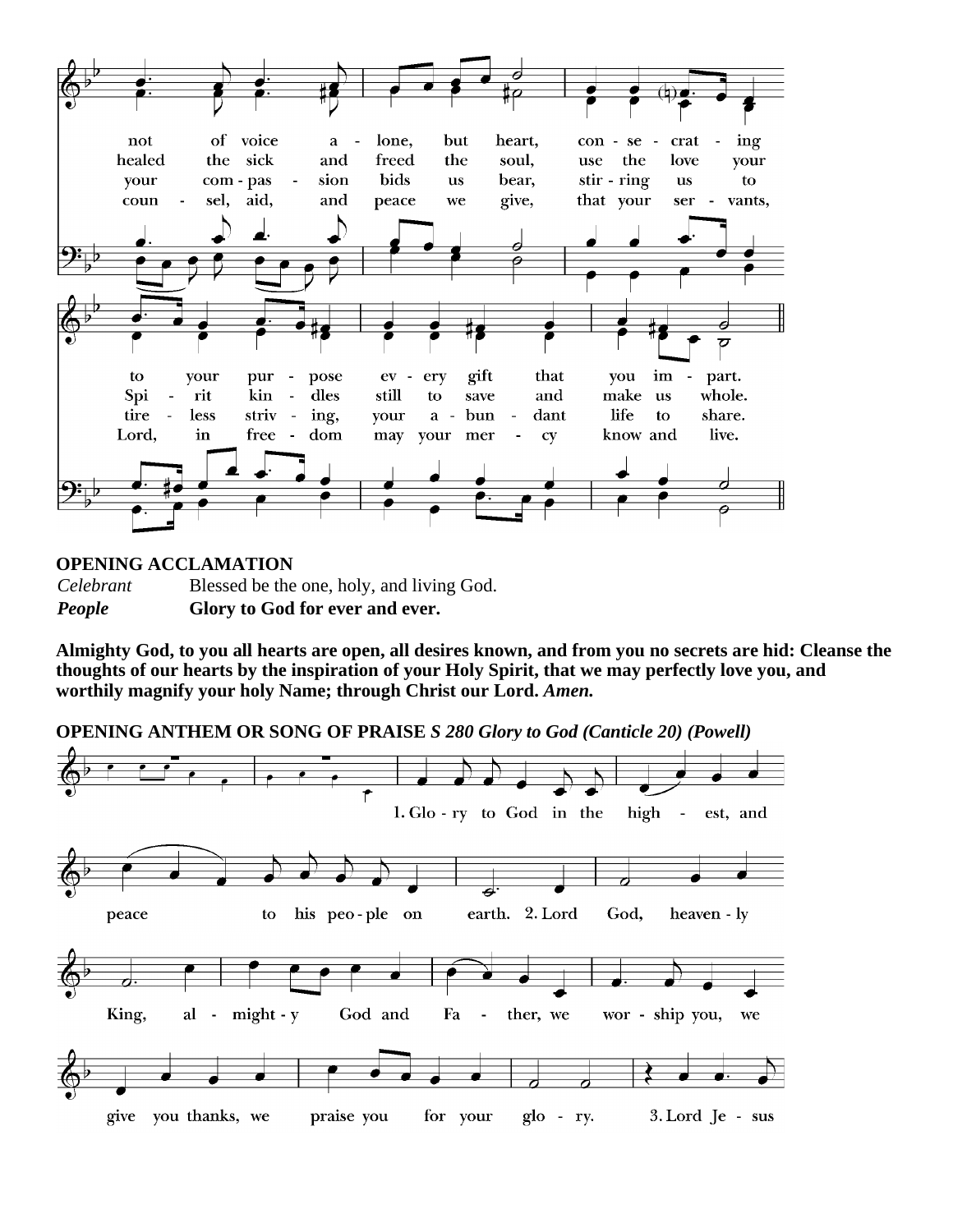not of voice alone, but heart, consecrating
healed the sick and freed the soul,
your compassion bids us bear,
counsel, aid, and peace we give,

use the love your
stirring us to
that your servants,

to your purpose every gift that you impart.
Spirit kindles still to save and make us whole.
tireless striving, your abundant life to share.
Lord, in freedom may your mercy know and live.

**OPENING ACCLAMATION**

*Celebrant* Blessed be the one, holy, and living God.

***People*** **Glory to God for ever and ever.**

**Almighty God, to you all hearts are open, all desires known, and from you no secrets are hid: Cleanse the thoughts of our hearts by the inspiration of your Holy Spirit, that we may perfectly love you, and worthily magnify your holy Name; through Christ our Lord.** ***Amen.***

**OPENING ANTHEM OR SONG OF PRAISE** ***S 280 Glory to God (Canticle 20) (Powell)***

1. Glory to God in the highest, and peace to his people on earth. 2. Lord God, heavenly King, almighty God and Father, we worship you, we give you thanks, we praise you for your glory. 3. Lord Jesus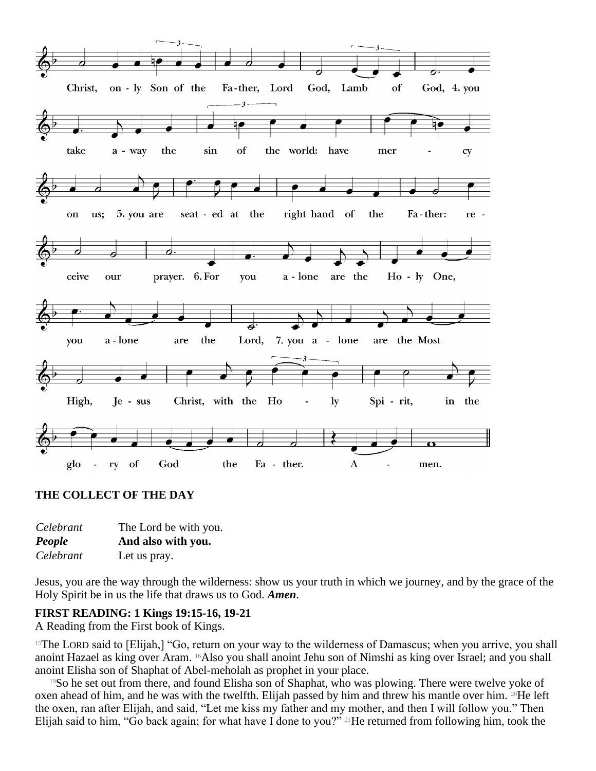Christ, only Son of the Father, Lord God, Lamb of God, 4. you take away the sin of the world: have mercy on us; 5. you are seated at the right hand of the Father: receive our prayer. 6. For you alone are the Holy One, you alone are the Lord, 7. you alone are the Most High, Jesus Christ, with the Holy Spirit, in the glory of God the Father. Amen.

**THE COLLECT OF THE DAY**

| | |
|---|---|
| *Celebrant* | The Lord be with you. |
| ***People*** | **And also with you.** |
| *Celebrant* | Let us pray. |

Jesus, you are the way through the wilderness: show us your truth in which we journey, and by the grace of the Holy Spirit be in us the life that draws us to God. ***Amen***.

**FIRST READING: 1 Kings 19:15-16, 19-21**
A Reading from the First book of Kings.

[15]The LORD said to [Elijah,] "Go, return on your way to the wilderness of Damascus; when you arrive, you shall anoint Hazael as king over Aram. [16]Also you shall anoint Jehu son of Nimshi as king over Israel; and you shall anoint Elisha son of Shaphat of Abel-meholah as prophet in your place.

[19]So he set out from there, and found Elisha son of Shaphat, who was plowing. There were twelve yoke of oxen ahead of him, and he was with the twelfth. Elijah passed by him and threw his mantle over him. [20]He left the oxen, ran after Elijah, and said, "Let me kiss my father and my mother, and then I will follow you." Then Elijah said to him, "Go back again; for what have I done to you?" [21]He returned from following him, took the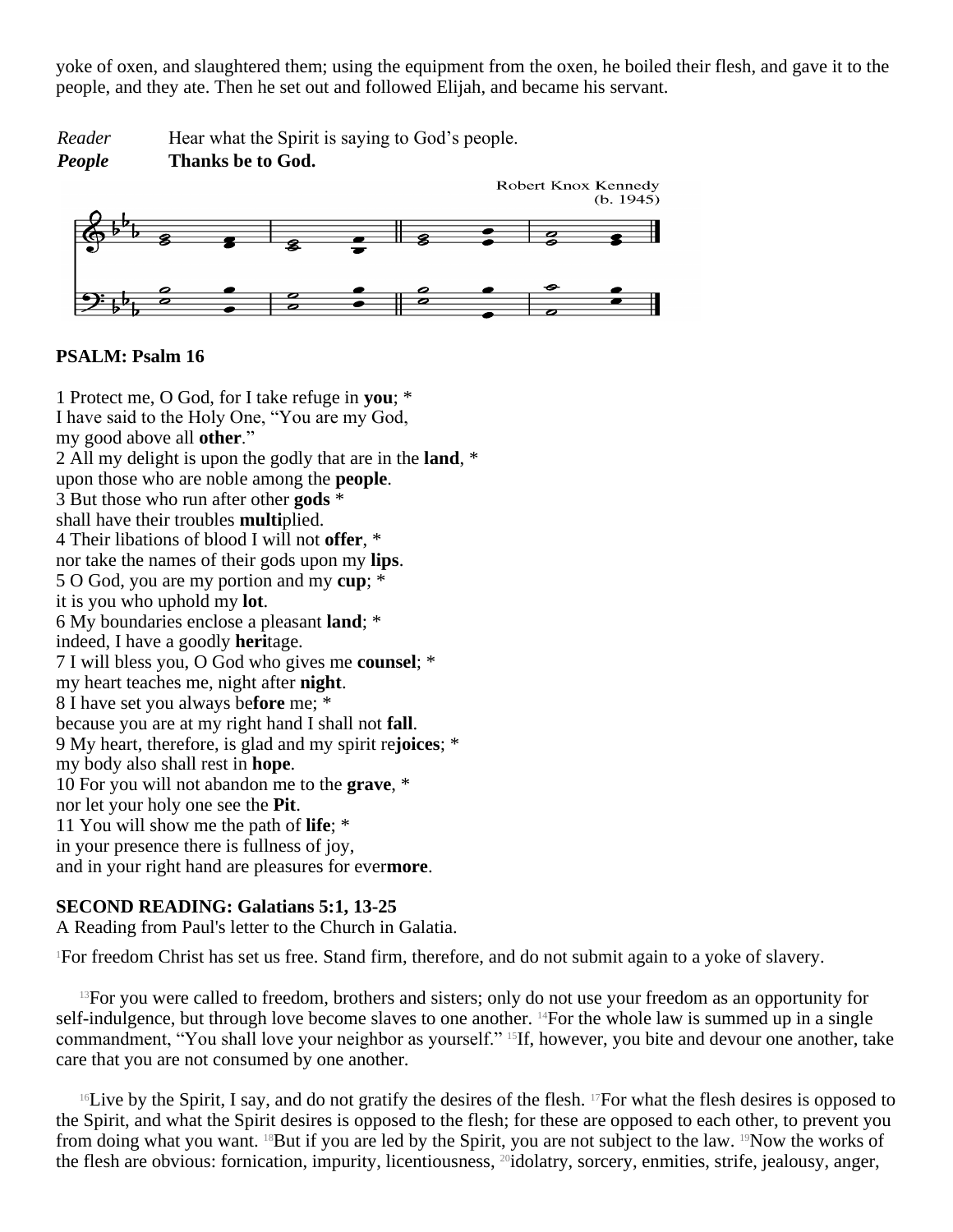yoke of oxen, and slaughtered them; using the equipment from the oxen, he boiled their flesh, and gave it to the people, and they ate. Then he set out and followed Elijah, and became his servant.

*Reader* Hear what the Spirit is saying to God's people.
***People*** **Thanks be to God.**

Robert Knox Kennedy
(b. 1945)

**PSALM: Psalm 16**

1 Protect me, O God, for I take refuge in **you**; *
I have said to the Holy One, "You are my God,
my good above all **other**."
2 All my delight is upon the godly that are in the **land**, *
upon those who are noble among the **people**.
3 But those who run after other **gods** *
shall have their troubles **multi**plied.
4 Their libations of blood I will not **offer**, *
nor take the names of their gods upon my **lips**.
5 O God, you are my portion and my **cup**; *
it is you who uphold my **lot**.
6 My boundaries enclose a pleasant **land**; *
indeed, I have a goodly **heri**tage.
7 I will bless you, O God who gives me **counsel**; *
my heart teaches me, night after **night**.
8 I have set you always be**fore** me; *
because you are at my right hand I shall not **fall**.
9 My heart, therefore, is glad and my spirit re**joices**; *
my body also shall rest in **hope**.
10 For you will not abandon me to the **grave**, *
nor let your holy one see the **Pit**.
11 You will show me the path of **life**; *
in your presence there is fullness of joy,
and in your right hand are pleasures for ever**more**.

**SECOND READING: Galatians 5:1, 13-25**
A Reading from Paul's letter to the Church in Galatia.

[1]For freedom Christ has set us free. Stand firm, therefore, and do not submit again to a yoke of slavery.

[13]For you were called to freedom, brothers and sisters; only do not use your freedom as an opportunity for self-indulgence, but through love become slaves to one another. [14]For the whole law is summed up in a single commandment, "You shall love your neighbor as yourself." [15]If, however, you bite and devour one another, take care that you are not consumed by one another.

[16]Live by the Spirit, I say, and do not gratify the desires of the flesh. [17]For what the flesh desires is opposed to the Spirit, and what the Spirit desires is opposed to the flesh; for these are opposed to each other, to prevent you from doing what you want. [18]But if you are led by the Spirit, you are not subject to the law. [19]Now the works of the flesh are obvious: fornication, impurity, licentiousness, [20]idolatry, sorcery, enmities, strife, jealousy, anger,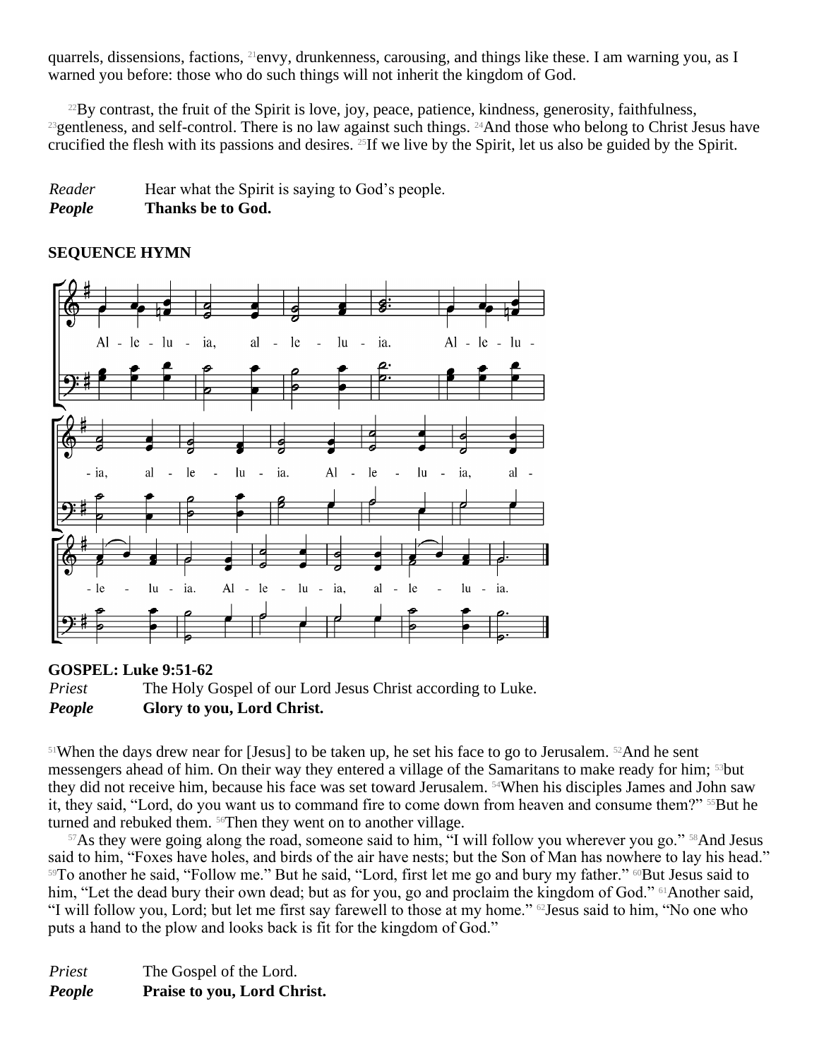quarrels, dissensions, factions, [21]envy, drunkenness, carousing, and things like these. I am warning you, as I warned you before: those who do such things will not inherit the kingdom of God.

[22]By contrast, the fruit of the Spirit is love, joy, peace, patience, kindness, generosity, faithfulness, [23]gentleness, and self-control. There is no law against such things. [24]And those who belong to Christ Jesus have crucified the flesh with its passions and desires. [25]If we live by the Spirit, let us also be guided by the Spirit.

*Reader* Hear what the Spirit is saying to God's people.
***People*** **Thanks be to God.**

**SEQUENCE HYMN**

Al - le - lu - ia, al - le - lu - ia. Al - le - lu - ia, al - le - lu - ia. Al - le - lu - ia, al - le - lu - ia. Al - le - lu - ia, al - le - lu - ia.

**GOSPEL: Luke 9:51-62**

*Priest* The Holy Gospel of our Lord Jesus Christ according to Luke.
***People*** **Glory to you, Lord Christ.**

[51]When the days drew near for [Jesus] to be taken up, he set his face to go to Jerusalem. [52]And he sent messengers ahead of him. On their way they entered a village of the Samaritans to make ready for him; [53]but they did not receive him, because his face was set toward Jerusalem. [54]When his disciples James and John saw it, they said, "Lord, do you want us to command fire to come down from heaven and consume them?" [55]But he turned and rebuked them. [56]Then they went on to another village.

[57]As they were going along the road, someone said to him, "I will follow you wherever you go." [58]And Jesus said to him, "Foxes have holes, and birds of the air have nests; but the Son of Man has nowhere to lay his head." [59]To another he said, "Follow me." But he said, "Lord, first let me go and bury my father." [60]But Jesus said to him, "Let the dead bury their own dead; but as for you, go and proclaim the kingdom of God." [61]Another said, "I will follow you, Lord; but let me first say farewell to those at my home." [62]Jesus said to him, "No one who puts a hand to the plow and looks back is fit for the kingdom of God."

*Priest* The Gospel of the Lord.
***People*** **Praise to you, Lord Christ.**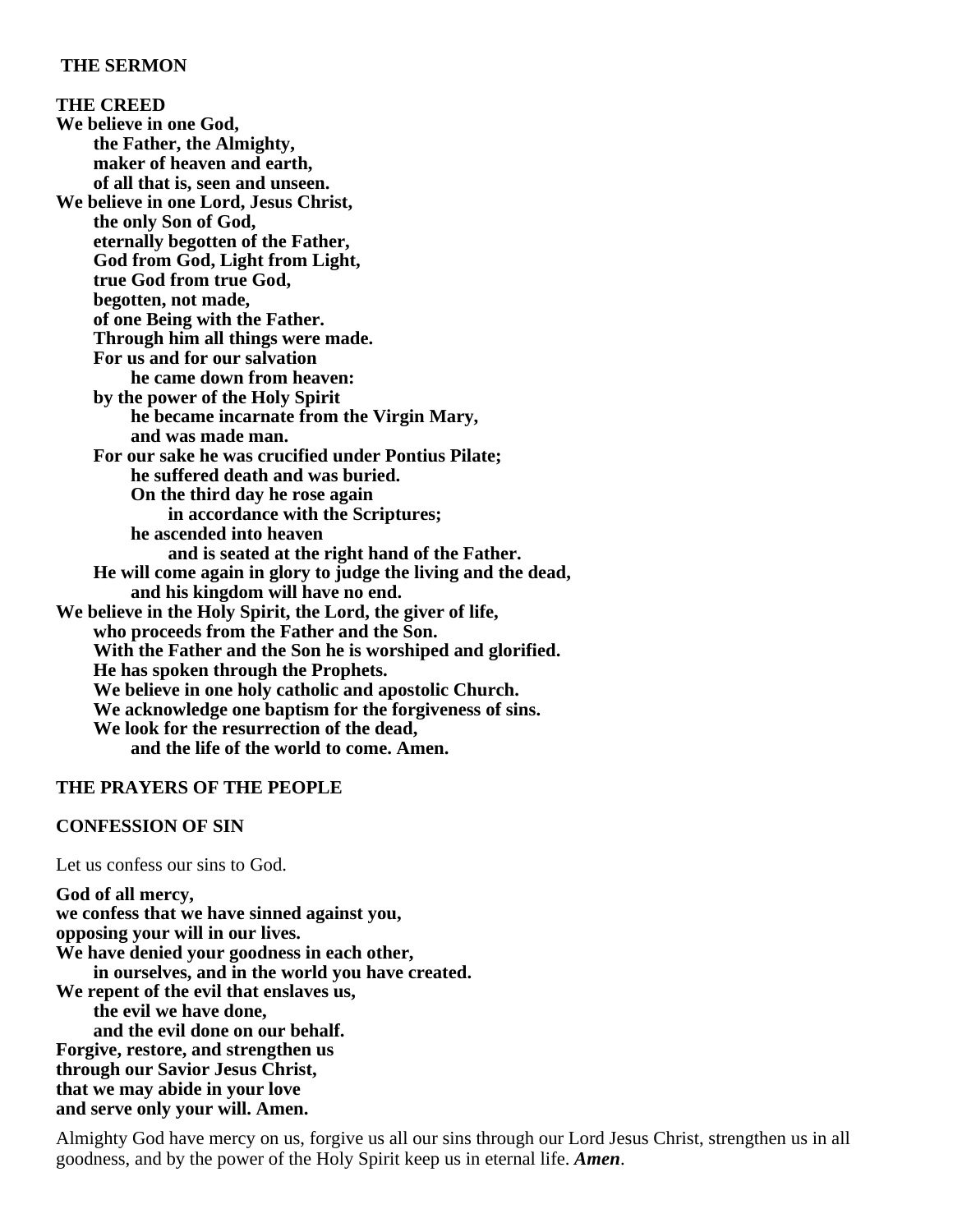**THE SERMON**

**THE CREED**

**We believe in one God,**
**the Father, the Almighty,**
**maker of heaven and earth,**
**of all that is, seen and unseen.**
**We believe in one Lord, Jesus Christ,**
**the only Son of God,**
**eternally begotten of the Father,**
**God from God, Light from Light,**
**true God from true God,**
**begotten, not made,**
**of one Being with the Father.**
**Through him all things were made.**
**For us and for our salvation**
**he came down from heaven:**
**by the power of the Holy Spirit**
**he became incarnate from the Virgin Mary,**
**and was made man.**
**For our sake he was crucified under Pontius Pilate;**
**he suffered death and was buried.**
**On the third day he rose again**
**in accordance with the Scriptures;**
**he ascended into heaven**
**and is seated at the right hand of the Father.**
**He will come again in glory to judge the living and the dead,**
**and his kingdom will have no end.**
**We believe in the Holy Spirit, the Lord, the giver of life,**
**who proceeds from the Father and the Son.**
**With the Father and the Son he is worshiped and glorified.**
**He has spoken through the Prophets.**
**We believe in one holy catholic and apostolic Church.**
**We acknowledge one baptism for the forgiveness of sins.**
**We look for the resurrection of the dead,**
**and the life of the world to come. Amen.**

**THE PRAYERS OF THE PEOPLE**

**CONFESSION OF SIN**

Let us confess our sins to God.

**God of all mercy,**
**we confess that we have sinned against you,**
**opposing your will in our lives.**
**We have denied your goodness in each other,**
**in ourselves, and in the world you have created.**
**We repent of the evil that enslaves us,**
**the evil we have done,**
**and the evil done on our behalf.**
**Forgive, restore, and strengthen us**
**through our Savior Jesus Christ,**
**that we may abide in your love**
**and serve only your will. Amen.**

Almighty God have mercy on us, forgive us all our sins through our Lord Jesus Christ, strengthen us in all goodness, and by the power of the Holy Spirit keep us in eternal life. ***Amen***.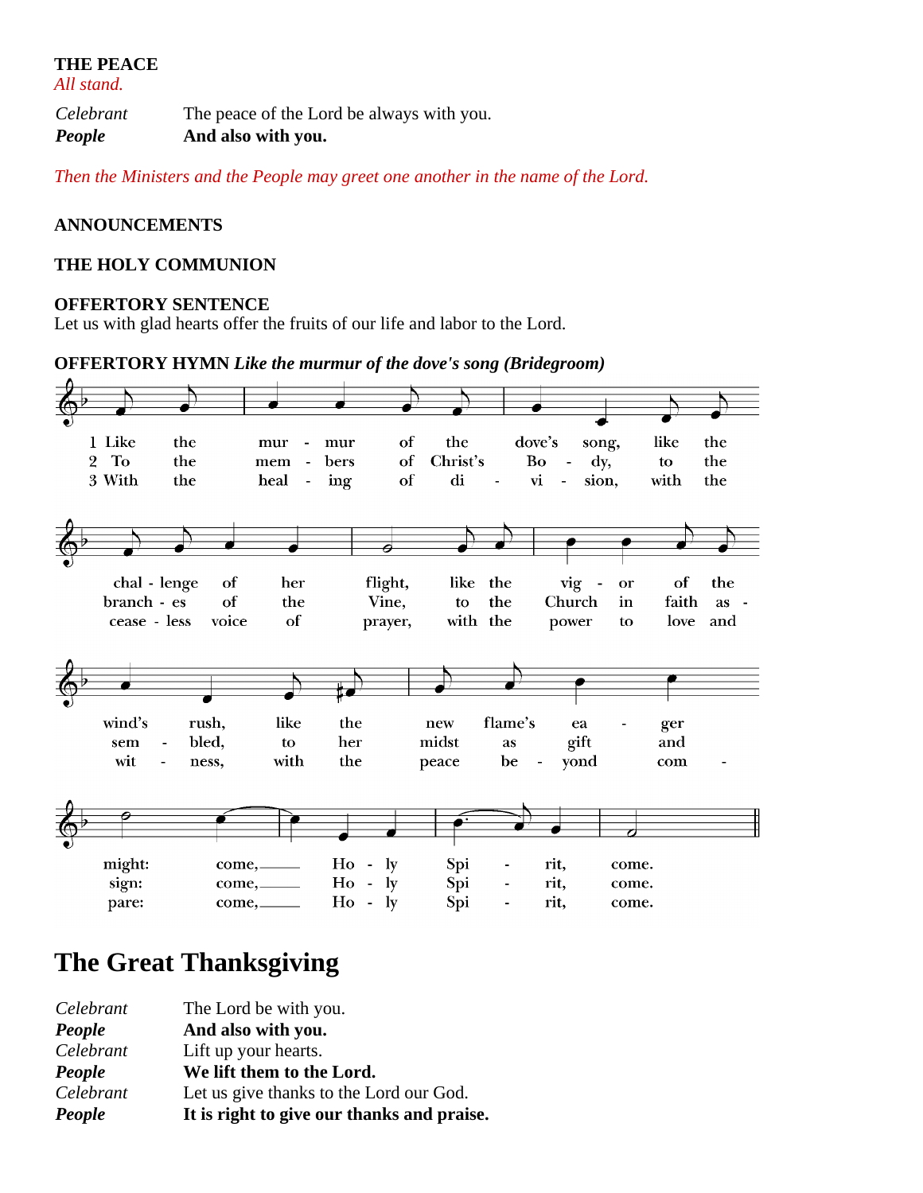**THE PEACE**
*All stand.*

| | |
|---|---|
| *Celebrant* | The peace of the Lord be always with you. |
| ***People*** | **And also with you.** |

*Then the Ministers and the People may greet one another in the name of the Lord.*

**ANNOUNCEMENTS**

**THE HOLY COMMUNION**

**OFFERTORY SENTENCE**
Let us with glad hearts offer the fruits of our life and labor to the Lord.

**OFFERTORY HYMN** ***Like the murmur of the dove's song (Bridegroom)***

1 Like the murmur of the dove's song, like the challenge of her flight, like the vigor of the wind's rush, like the new flame's eager might: come, Holy Spirit, come.

2 To the members of Christ's Body, to the branches of the Vine, to the Church in faith assembled, to her midst as gift and sign: come, Holy Spirit, come.

3 With the healing of division, with the ceaseless voice of prayer, with the power to love and witness, with the peace beyond compare: come, Holy Spirit, come.

# The Great Thanksgiving

| | |
|---|---|
| *Celebrant* | The Lord be with you. |
| ***People*** | **And also with you.** |
| *Celebrant* | Lift up your hearts. |
| ***People*** | **We lift them to the Lord.** |
| *Celebrant* | Let us give thanks to the Lord our God. |
| ***People*** | **It is right to give our thanks and praise.** |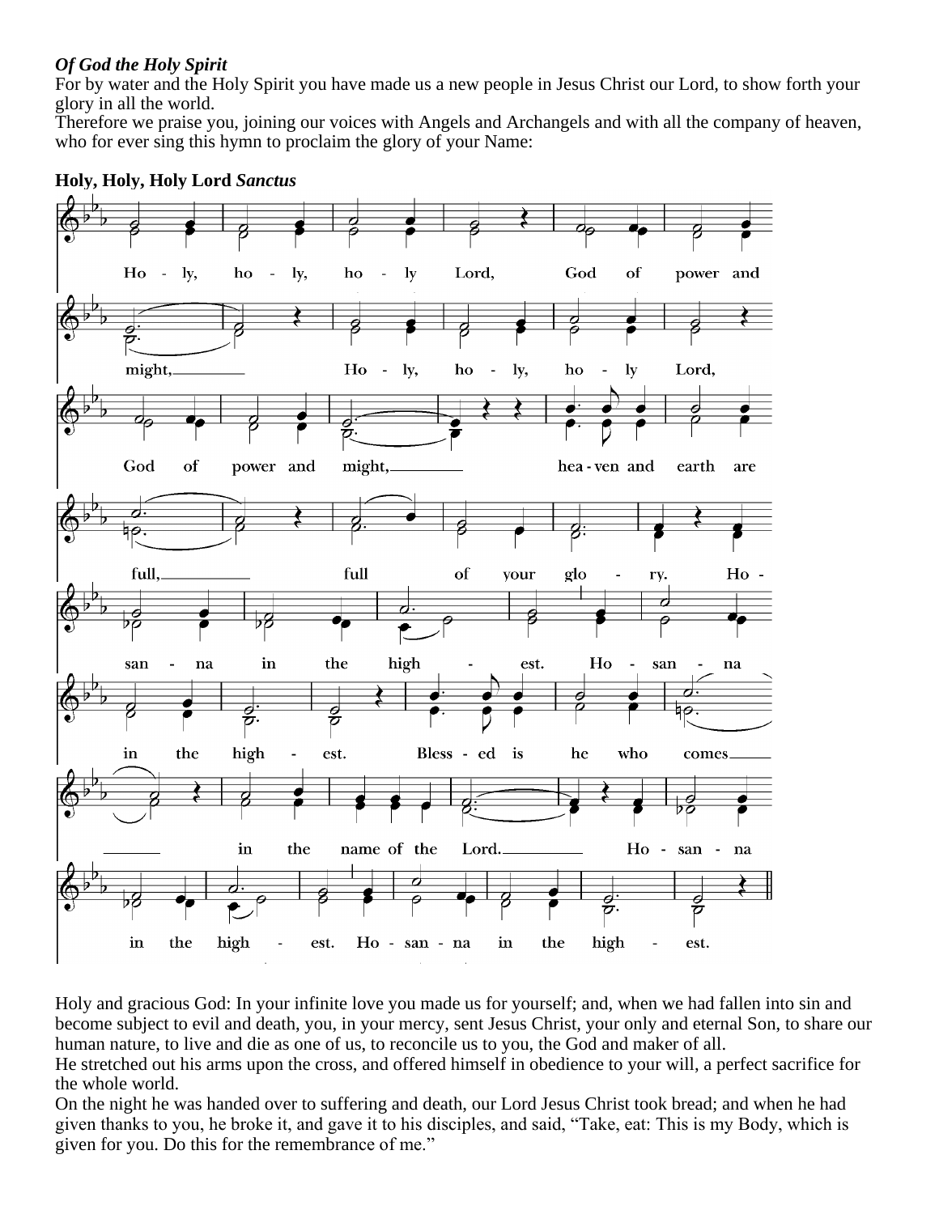***Of God the Holy Spirit***

For by water and the Holy Spirit you have made us a new people in Jesus Christ our Lord, to show forth your glory in all the world.

Therefore we praise you, joining our voices with Angels and Archangels and with all the company of heaven, who for ever sing this hymn to proclaim the glory of your Name:

**Holy, Holy, Holy Lord *Sanctus***

Holy, holy, holy Lord, God of power and might, Holy, holy, holy Lord, God of power and might, heaven and earth are full, full of your glory. Hosanna in the highest. Hosanna in the highest. Blessed is he who comes in the name of the Lord. Hosanna in the highest. Hosanna in the highest.

Holy and gracious God: In your infinite love you made us for yourself; and, when we had fallen into sin and become subject to evil and death, you, in your mercy, sent Jesus Christ, your only and eternal Son, to share our human nature, to live and die as one of us, to reconcile us to you, the God and maker of all.

He stretched out his arms upon the cross, and offered himself in obedience to your will, a perfect sacrifice for the whole world.

On the night he was handed over to suffering and death, our Lord Jesus Christ took bread; and when he had given thanks to you, he broke it, and gave it to his disciples, and said, “Take, eat: This is my Body, which is given for you. Do this for the remembrance of me.”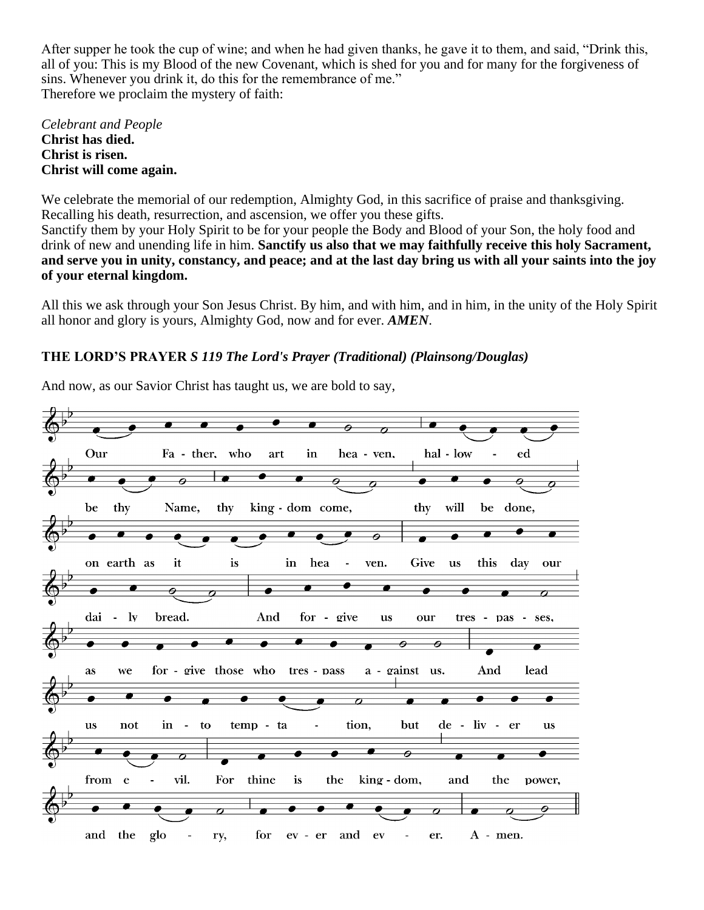After supper he took the cup of wine; and when he had given thanks, he gave it to them, and said, "Drink this, all of you: This is my Blood of the new Covenant, which is shed for you and for many for the forgiveness of sins. Whenever you drink it, do this for the remembrance of me."
Therefore we proclaim the mystery of faith:

*Celebrant and People*
**Christ has died.**
**Christ is risen.**
**Christ will come again.**

We celebrate the memorial of our redemption, Almighty God, in this sacrifice of praise and thanksgiving. Recalling his death, resurrection, and ascension, we offer you these gifts.
Sanctify them by your Holy Spirit to be for your people the Body and Blood of your Son, the holy food and drink of new and unending life in him. **Sanctify us also that we may faithfully receive this holy Sacrament, and serve you in unity, constancy, and peace; and at the last day bring us with all your saints into the joy of your eternal kingdom.**

All this we ask through your Son Jesus Christ. By him, and with him, and in him, in the unity of the Holy Spirit all honor and glory is yours, Almighty God, now and for ever. ***AMEN***.

**THE LORD'S PRAYER** ***S 119 The Lord's Prayer (Traditional) (Plainsong/Douglas)***

And now, as our Savior Christ has taught us, we are bold to say,

Our Fa - ther, who art in hea - ven, hal - low - ed
be thy Name, thy king - dom come, thy will be done,
on earth as it is in hea - ven. Give us this day our
dai - ly bread. And for - give us our tres - pas - ses,
as we for - give those who tres - pass a - gainst us. And lead
us not in - to temp - ta - tion, but de - liv - er us
from e - vil. For thine is the king - dom, and the power,
and the glo - ry, for ev - er and ev - er. A - men.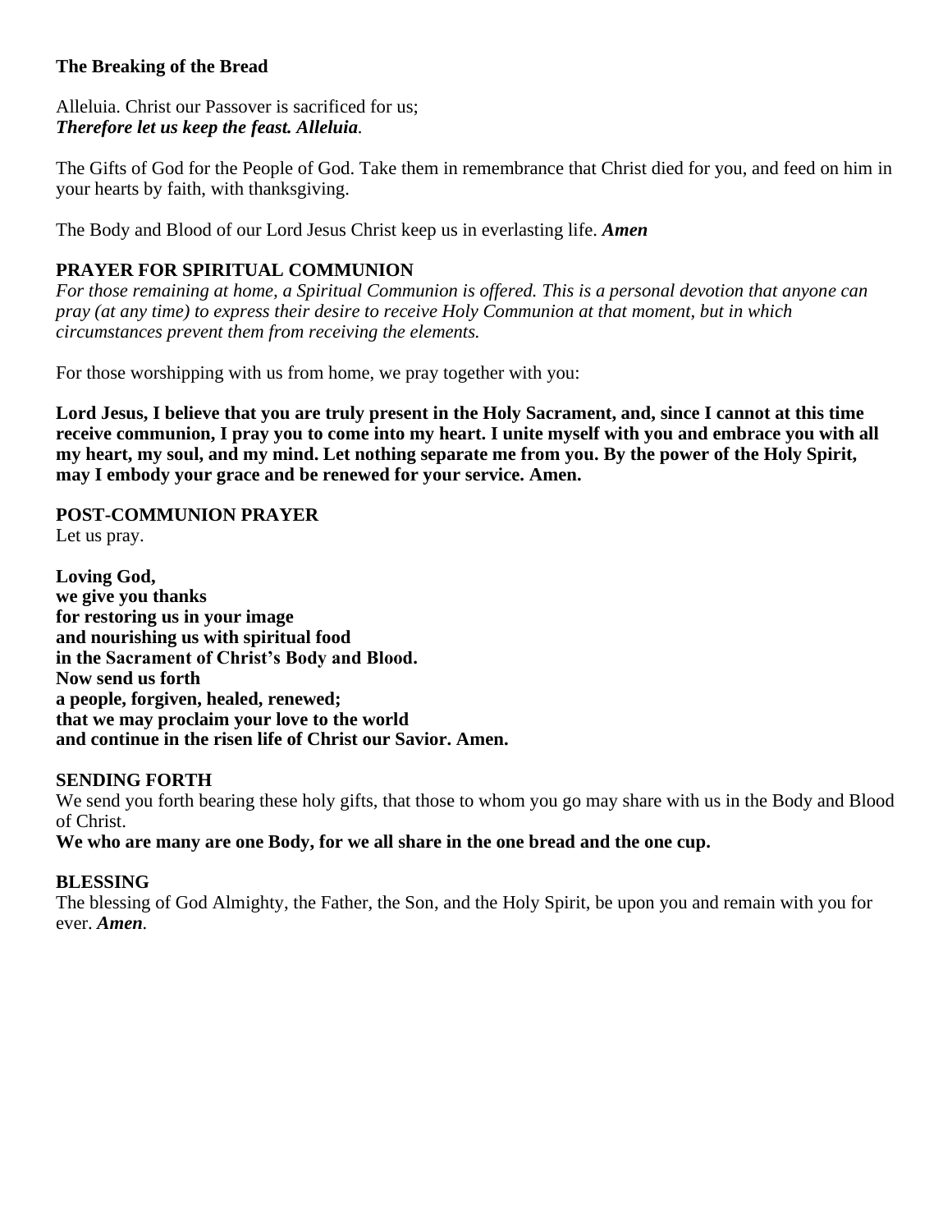**The Breaking of the Bread**

Alleluia. Christ our Passover is sacrificed for us;
***Therefore let us keep the feast. Alleluia*.**

The Gifts of God for the People of God. Take them in remembrance that Christ died for you, and feed on him in your hearts by faith, with thanksgiving.

The Body and Blood of our Lord Jesus Christ keep us in everlasting life. ***Amen***

**PRAYER FOR SPIRITUAL COMMUNION**

*For those remaining at home, a Spiritual Communion is offered. This is a personal devotion that anyone can pray (at any time) to express their desire to receive Holy Communion at that moment, but in which circumstances prevent them from receiving the elements.*

For those worshipping with us from home, we pray together with you:

**Lord Jesus, I believe that you are truly present in the Holy Sacrament, and, since I cannot at this time receive communion, I pray you to come into my heart. I unite myself with you and embrace you with all my heart, my soul, and my mind. Let nothing separate me from you. By the power of the Holy Spirit, may I embody your grace and be renewed for your service. Amen.**

**POST-COMMUNION PRAYER**

Let us pray.

**Loving God,**
**we give you thanks**
**for restoring us in your image**
**and nourishing us with spiritual food**
**in the Sacrament of Christ's Body and Blood.**
**Now send us forth**
**a people, forgiven, healed, renewed;**
**that we may proclaim your love to the world**
**and continue in the risen life of Christ our Savior. Amen.**

**SENDING FORTH**

We send you forth bearing these holy gifts, that those to whom you go may share with us in the Body and Blood of Christ.
**We who are many are one Body, for we all share in the one bread and the one cup.**

**BLESSING**

The blessing of God Almighty, the Father, the Son, and the Holy Spirit, be upon you and remain with you for ever. ***Amen*.**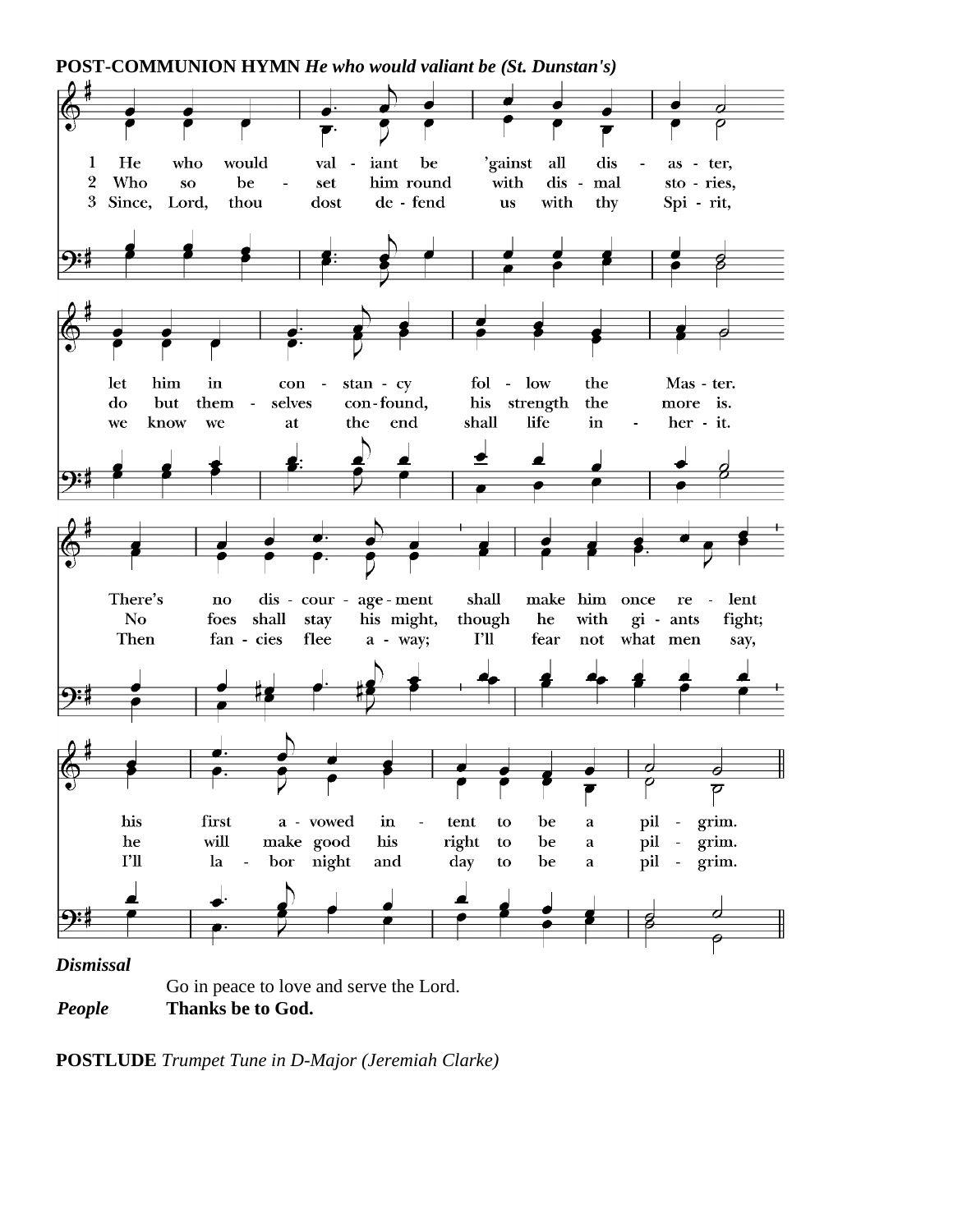**POST-COMMUNION HYMN** ***He who would valiant be (St. Dunstan's)***

1 He who would valiant be 'gainst all disaster,
let him in constancy follow the Master.
There's no discouragement shall make him once relent
his first avowed intent to be a pilgrim.

2 Who so beset him round with dismal stories,
do but themselves confound, his strength the more is.
No foes shall stay his might, though he with giants fight;
he will make good his right to be a pilgrim.

3 Since, Lord, thou dost defend us with thy Spirit,
we know we at the end shall life inherit.
Then fancies flee away; I'll fear not what men say,
I'll labor night and day to be a pilgrim.

***Dismissal***

Go in peace to love and serve the Lord.

***People*** **Thanks be to God.**

**POSTLUDE** *Trumpet Tune in D-Major (Jeremiah Clarke)*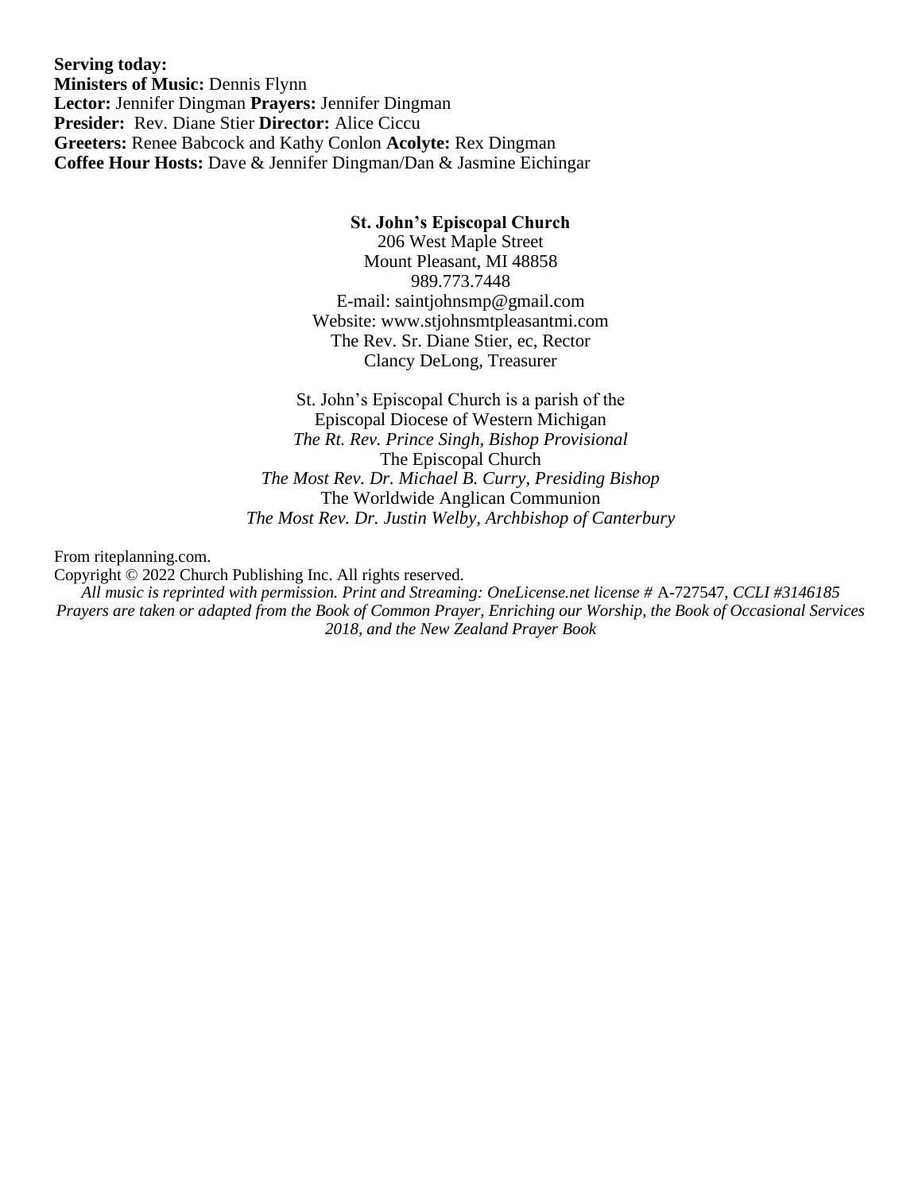**Serving today:**
**Ministers of Music:** Dennis Flynn
**Lector:** Jennifer Dingman **Prayers:** Jennifer Dingman
**Presider:** Rev. Diane Stier **Director:** Alice Ciccu
**Greeters:** Renee Babcock and Kathy Conlon **Acolyte:** Rex Dingman
**Coffee Hour Hosts:** Dave & Jennifer Dingman/Dan & Jasmine Eichingar

**St. John's Episcopal Church**
206 West Maple Street
Mount Pleasant, MI 48858
989.773.7448
E-mail: saintjohnsmp@gmail.com
Website: www.stjohnsmtpleasantmi.com
The Rev. Sr. Diane Stier, ec, Rector
Clancy DeLong, Treasurer

St. John's Episcopal Church is a parish of the
Episcopal Diocese of Western Michigan
*The Rt. Rev. Prince Singh, Bishop Provisional*
The Episcopal Church
*The Most Rev. Dr. Michael B. Curry, Presiding Bishop*
The Worldwide Anglican Communion
*The Most Rev. Dr. Justin Welby, Archbishop of Canterbury*

From riteplanning.com.
Copyright © 2022 Church Publishing Inc. All rights reserved.
*All music is reprinted with permission. Print and Streaming: OneLicense.net license #* A-727547, *CCLI #3146185*
*Prayers are taken or adapted from the Book of Common Prayer, Enriching our Worship, the Book of Occasional Services 2018, and the New Zealand Prayer Book*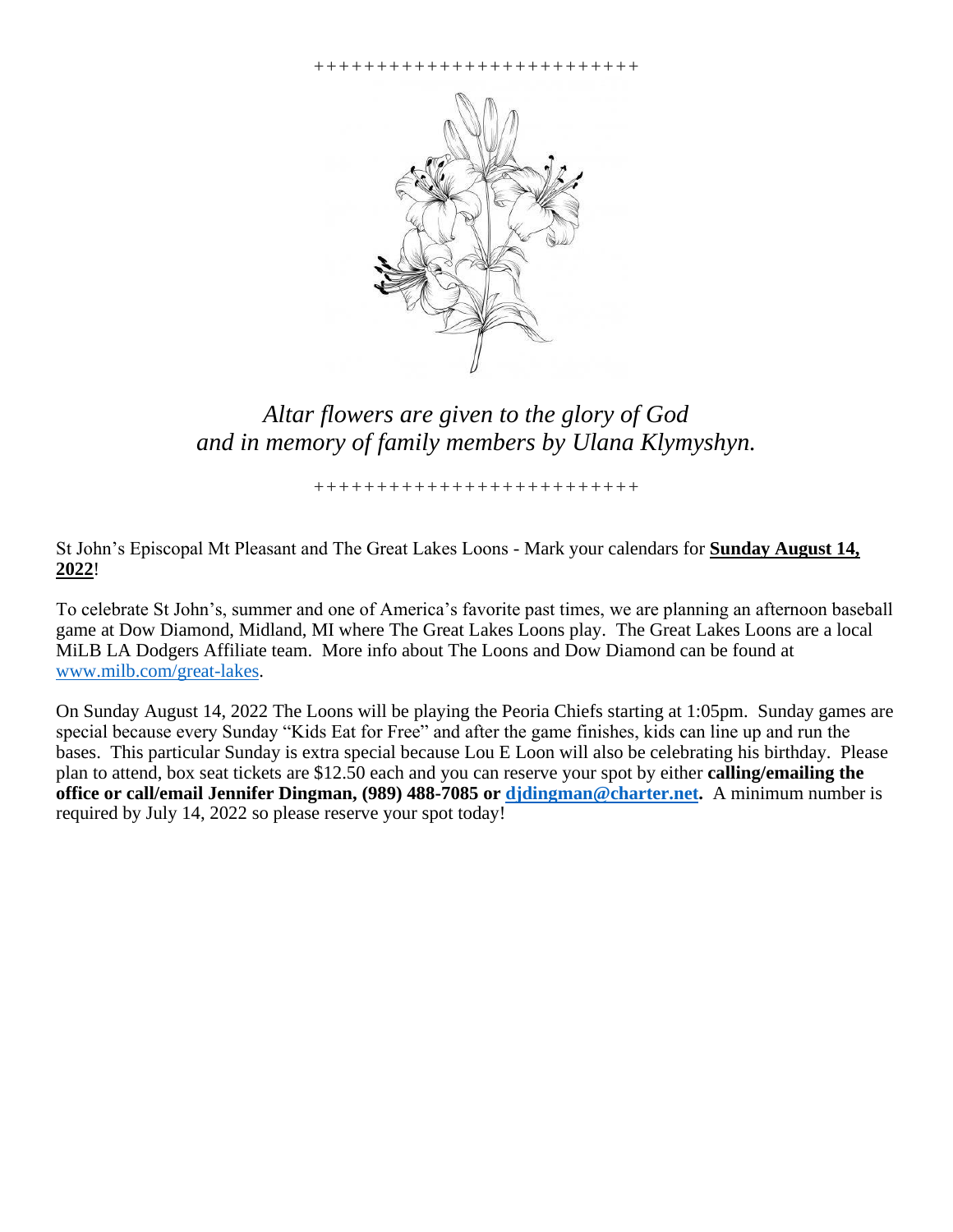++++++++++++++++++++++++++

*Altar flowers are given to the glory of God and in memory of family members by Ulana Klymyshyn.*

++++++++++++++++++++++++++

St John's Episcopal Mt Pleasant and The Great Lakes Loons - Mark your calendars for **Sunday August 14, 2022**!

To celebrate St John's, summer and one of America's favorite past times, we are planning an afternoon baseball game at Dow Diamond, Midland, MI where The Great Lakes Loons play. The Great Lakes Loons are a local MiLB LA Dodgers Affiliate team. More info about The Loons and Dow Diamond can be found at www.milb.com/great-lakes.

On Sunday August 14, 2022 The Loons will be playing the Peoria Chiefs starting at 1:05pm. Sunday games are special because every Sunday "Kids Eat for Free" and after the game finishes, kids can line up and run the bases. This particular Sunday is extra special because Lou E Loon will also be celebrating his birthday. Please plan to attend, box seat tickets are $12.50 each and you can reserve your spot by either **calling/emailing the office or call/email Jennifer Dingman, (989) 488-7085 or djdingman@charter.net.** A minimum number is required by July 14, 2022 so please reserve your spot today!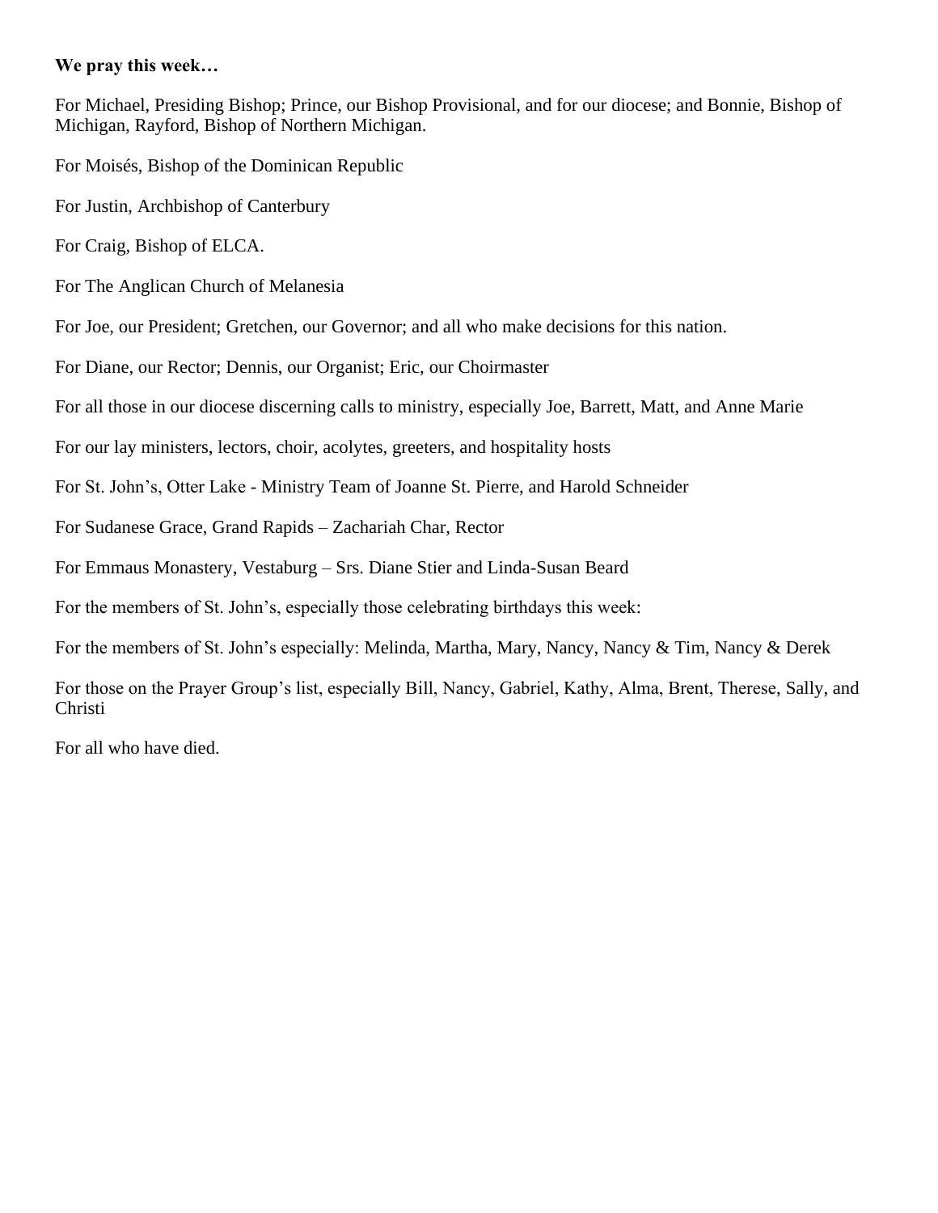**We pray this week…**

For Michael, Presiding Bishop; Prince, our Bishop Provisional, and for our diocese; and Bonnie, Bishop of Michigan, Rayford, Bishop of Northern Michigan.

For Moisés, Bishop of the Dominican Republic

For Justin, Archbishop of Canterbury

For Craig, Bishop of ELCA.

For The Anglican Church of Melanesia

For Joe, our President; Gretchen, our Governor; and all who make decisions for this nation.

For Diane, our Rector; Dennis, our Organist; Eric, our Choirmaster

For all those in our diocese discerning calls to ministry, especially Joe, Barrett, Matt, and Anne Marie

For our lay ministers, lectors, choir, acolytes, greeters, and hospitality hosts

For St. John's, Otter Lake - Ministry Team of Joanne St. Pierre, and Harold Schneider

For Sudanese Grace, Grand Rapids – Zachariah Char, Rector

For Emmaus Monastery, Vestaburg – Srs. Diane Stier and Linda-Susan Beard

For the members of St. John's, especially those celebrating birthdays this week:

For the members of St. John's especially: Melinda, Martha, Mary, Nancy, Nancy & Tim, Nancy & Derek

For those on the Prayer Group's list, especially Bill, Nancy, Gabriel, Kathy, Alma, Brent, Therese, Sally, and Christi

For all who have died.